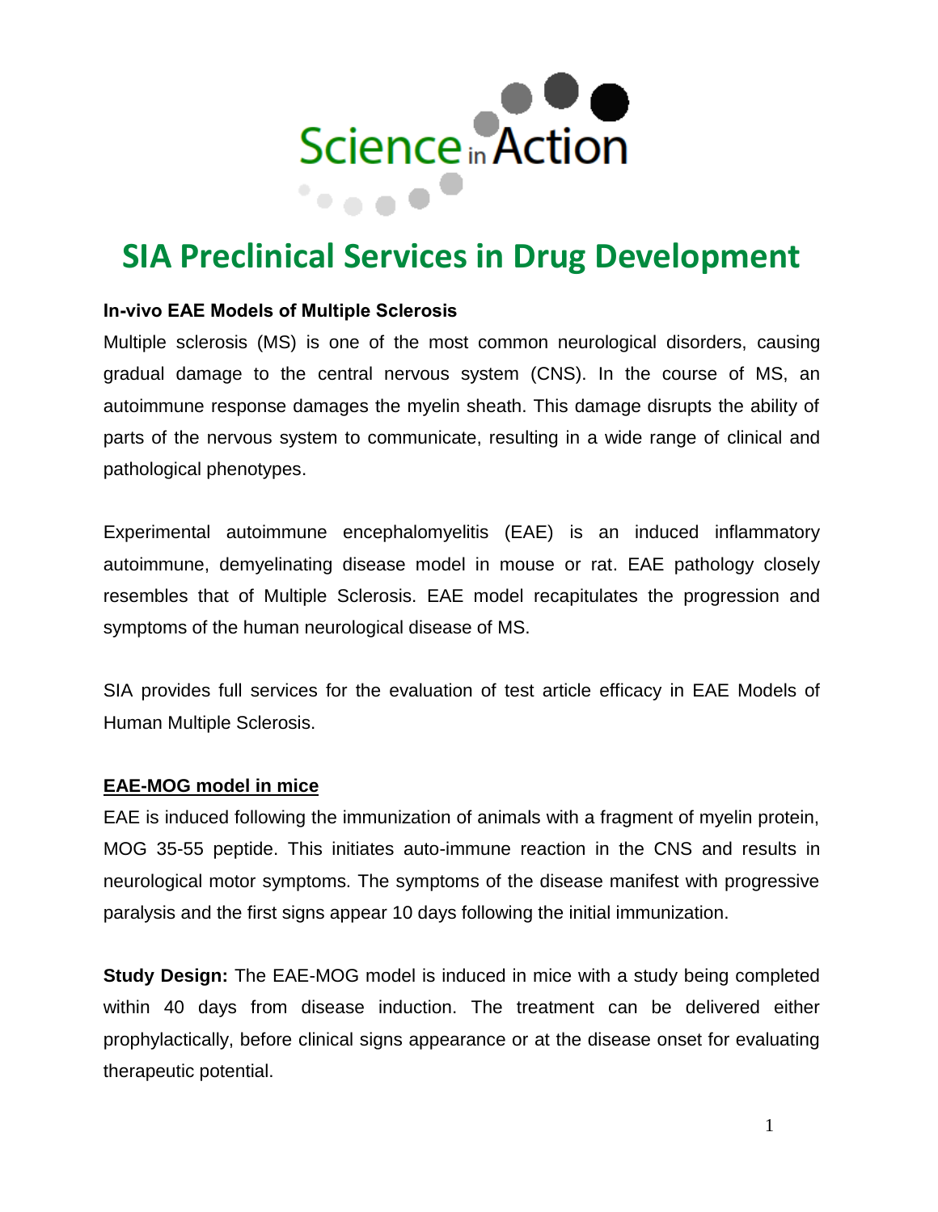Science in Action

# SIA Preclinical Services in Drug Development

**In-vivo EAE Models of Multiple Sclerosis**

Multiple sclerosis (MS) is one of the most common neurological disorders, causing gradual damage to the central nervous system (CNS). In the course of MS, an autoimmune response damages the myelin sheath. This damage disrupts the ability of parts of the nervous system to communicate, resulting in a wide range of clinical and pathological phenotypes.

Experimental autoimmune encephalomyelitis (EAE) is an induced inflammatory autoimmune, demyelinating disease model in mouse or rat. EAE pathology closely resembles that of Multiple Sclerosis. EAE model recapitulates the progression and symptoms of the human neurological disease of MS.

SIA provides full services for the evaluation of test article efficacy in EAE Models of Human Multiple Sclerosis.

**EAE-MOG model in mice**

EAE is induced following the immunization of animals with a fragment of myelin protein, MOG 35-55 peptide. This initiates auto-immune reaction in the CNS and results in neurological motor symptoms. The symptoms of the disease manifest with progressive paralysis and the first signs appear 10 days following the initial immunization.

**Study Design:** The EAE-MOG model is induced in mice with a study being completed within 40 days from disease induction. The treatment can be delivered either prophylactically, before clinical signs appearance or at the disease onset for evaluating therapeutic potential.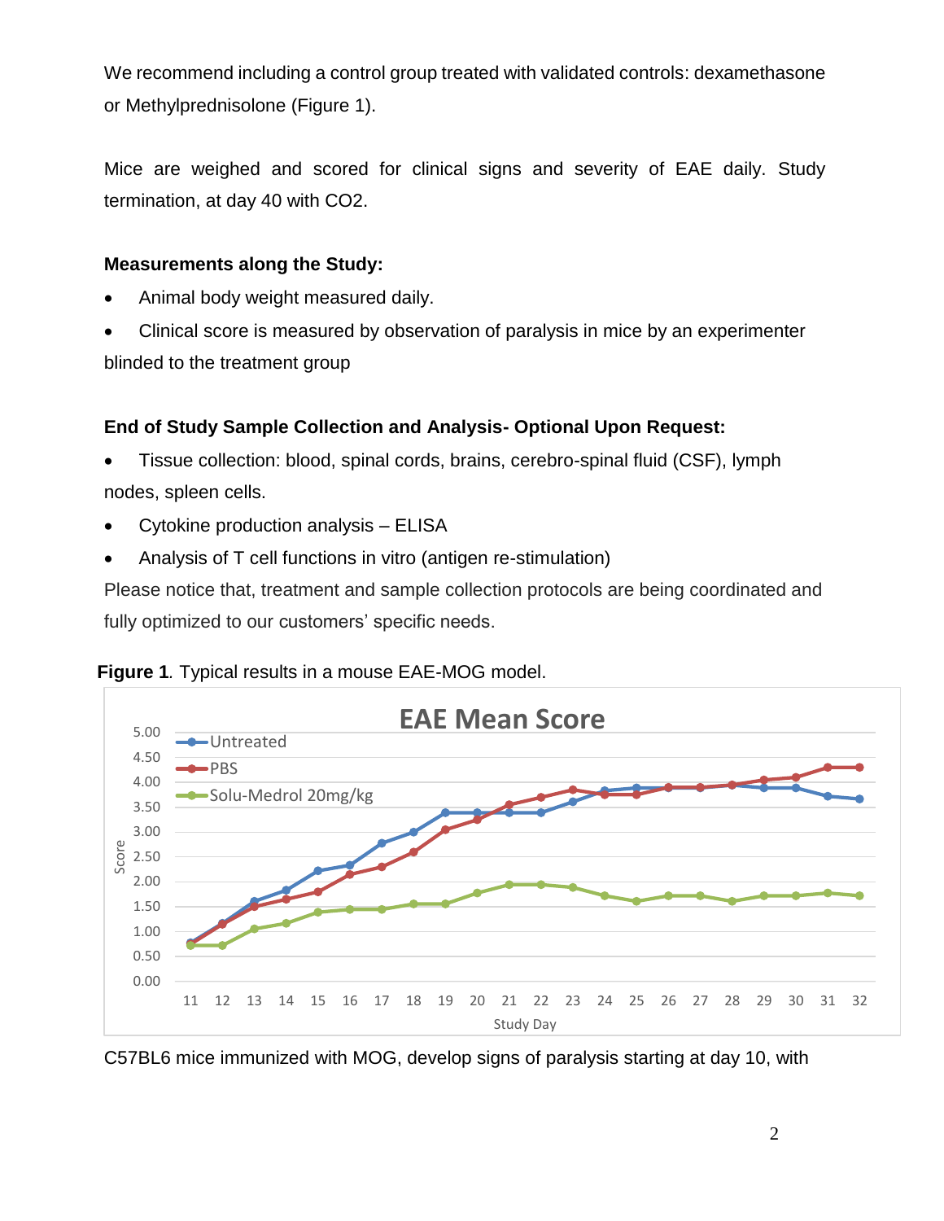We recommend including a control group treated with validated controls: dexamethasone or Methylprednisolone (Figure 1).

Mice are weighed and scored for clinical signs and severity of EAE daily. Study termination, at day 40 with $CO_2$.

**Measurements along the Study:**

- Animal body weight measured daily.
- Clinical score is measured by observation of paralysis in mice by an experimenter blinded to the treatment group

**End of Study Sample Collection and Analysis- Optional Upon Request:**

- Tissue collection: blood, spinal cords, brains, cerebro-spinal fluid (CSF), lymph nodes, spleen cells.
- Cytokine production analysis – ELISA
- Analysis of T cell functions in vitro (antigen re-stimulation)

Please notice that, treatment and sample collection protocols are being coordinated and fully optimized to our customers' specific needs.

**Figure 1**. Typical results in a mouse EAE-MOG model.

C57BL6 mice immunized with MOG, develop signs of paralysis starting at day 10, with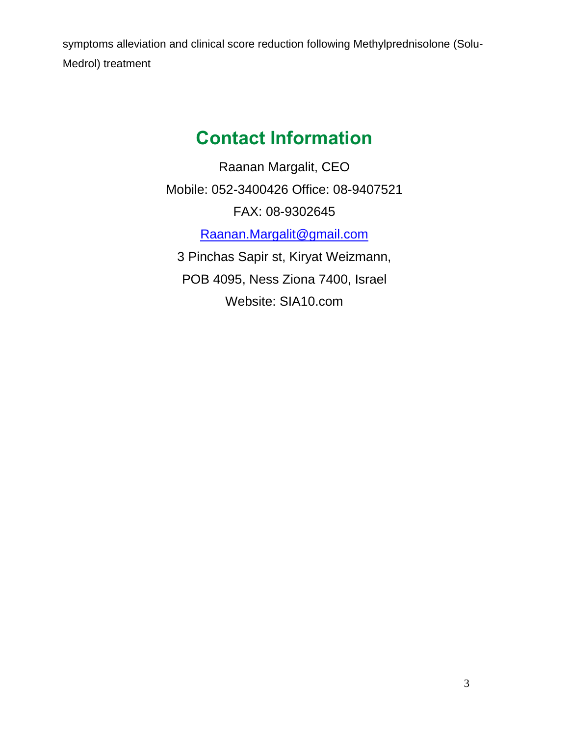symptoms alleviation and clinical score reduction following Methylprednisolone (Solu-Medrol) treatment

## Contact Information

Raanan Margalit, CEO

Mobile: 052-3400426 Office: 08-9407521

FAX: 08-9302645

Raanan.Margalit@gmail.com

3 Pinchas Sapir st, Kiryat Weizmann,

POB 4095, Ness Ziona 7400, Israel

Website: SIA10.com